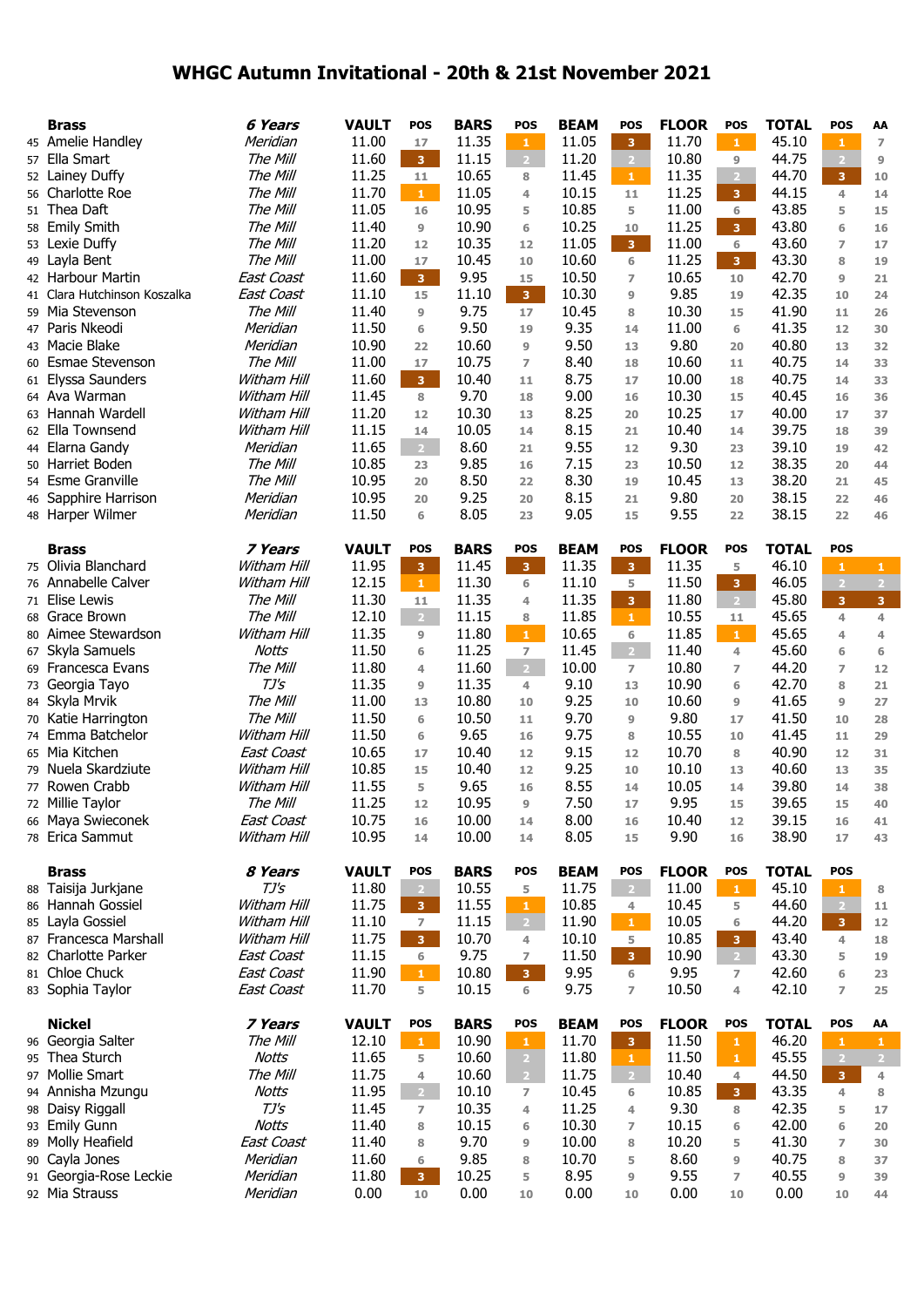# WHGC Autumn Invitational - 20th & 21st November 2021

| | Brass | 6 Years | VAULT | POS | BARS | POS | BEAM | POS | FLOOR | POS | TOTAL | POS | AA |
|---|---|---|---|---|---|---|---|---|---|---|---|---|---|
| 45 | Amelie Handley | Meridian | 11.00 | 17 | 11.35 | 1 | 11.05 | 3 | 11.70 | 1 | 45.10 | 1 | 7 |
| 57 | Ella Smart | The Mill | 11.60 | 3 | 11.15 | 2 | 11.20 | 2 | 10.80 | 9 | 44.75 | 2 | 9 |
| 52 | Lainey Duffy | The Mill | 11.25 | 11 | 10.65 | 8 | 11.45 | 1 | 11.35 | 2 | 44.70 | 3 | 10 |
| 56 | Charlotte Roe | The Mill | 11.70 | 1 | 11.05 | 4 | 10.15 | 11 | 11.25 | 3 | 44.15 | 4 | 14 |
| 51 | Thea Daft | The Mill | 11.05 | 16 | 10.95 | 5 | 10.85 | 5 | 11.00 | 6 | 43.85 | 5 | 15 |
| 58 | Emily Smith | The Mill | 11.40 | 9 | 10.90 | 6 | 10.25 | 10 | 11.25 | 3 | 43.80 | 6 | 16 |
| 53 | Lexie Duffy | The Mill | 11.20 | 12 | 10.35 | 12 | 11.05 | 3 | 11.00 | 6 | 43.60 | 7 | 17 |
| 49 | Layla Bent | The Mill | 11.00 | 17 | 10.45 | 10 | 10.60 | 6 | 11.25 | 3 | 43.30 | 8 | 19 |
| 42 | Harbour Martin | East Coast | 11.60 | 3 | 9.95 | 15 | 10.50 | 7 | 10.65 | 10 | 42.70 | 9 | 21 |
| 41 | Clara Hutchinson Koszalka | East Coast | 11.10 | 15 | 11.10 | 3 | 10.30 | 9 | 9.85 | 19 | 42.35 | 10 | 24 |
| 59 | Mia Stevenson | The Mill | 11.40 | 9 | 9.75 | 17 | 10.45 | 8 | 10.30 | 15 | 41.90 | 11 | 26 |
| 47 | Paris Nkeodi | Meridian | 11.50 | 6 | 9.50 | 19 | 9.35 | 14 | 11.00 | 6 | 41.35 | 12 | 30 |
| 43 | Macie Blake | Meridian | 10.90 | 22 | 10.60 | 9 | 9.50 | 13 | 9.80 | 20 | 40.80 | 13 | 32 |
| 60 | Esmae Stevenson | The Mill | 11.00 | 17 | 10.75 | 7 | 8.40 | 18 | 10.60 | 11 | 40.75 | 14 | 33 |
| 61 | Elyssa Saunders | Witham Hill | 11.60 | 3 | 10.40 | 11 | 8.75 | 17 | 10.00 | 18 | 40.75 | 14 | 33 |
| 64 | Ava Warman | Witham Hill | 11.45 | 8 | 9.70 | 18 | 9.00 | 16 | 10.30 | 15 | 40.45 | 16 | 36 |
| 63 | Hannah Wardell | Witham Hill | 11.20 | 12 | 10.30 | 13 | 8.25 | 20 | 10.25 | 17 | 40.00 | 17 | 37 |
| 62 | Ella Townsend | Witham Hill | 11.15 | 14 | 10.05 | 14 | 8.15 | 21 | 10.40 | 14 | 39.75 | 18 | 39 |
| 44 | Elarna Gandy | Meridian | 11.65 | 2 | 8.60 | 21 | 9.55 | 12 | 9.30 | 23 | 39.10 | 19 | 42 |
| 50 | Harriet Boden | The Mill | 10.85 | 23 | 9.85 | 16 | 7.15 | 23 | 10.50 | 12 | 38.35 | 20 | 44 |
| 54 | Esme Granville | The Mill | 10.95 | 20 | 8.50 | 22 | 8.30 | 19 | 10.45 | 13 | 38.20 | 21 | 45 |
| 46 | Sapphire Harrison | Meridian | 10.95 | 20 | 9.25 | 20 | 8.15 | 21 | 9.80 | 20 | 38.15 | 22 | 46 |
| 48 | Harper Wilmer | Meridian | 11.50 | 6 | 8.05 | 23 | 9.05 | 15 | 9.55 | 22 | 38.15 | 22 | 46 |

| | Brass | 7 Years | VAULT | POS | BARS | POS | BEAM | POS | FLOOR | POS | TOTAL | POS | |
|---|---|---|---|---|---|---|---|---|---|---|---|---|---|
| 75 | Olivia Blanchard | Witham Hill | 11.95 | 3 | 11.45 | 3 | 11.35 | 3 | 11.35 | 5 | 46.10 | 1 | 1 |
| 76 | Annabelle Calver | Witham Hill | 12.15 | 1 | 11.30 | 6 | 11.10 | 5 | 11.50 | 3 | 46.05 | 2 | 2 |
| 71 | Elise Lewis | The Mill | 11.30 | 11 | 11.35 | 4 | 11.35 | 3 | 11.80 | 2 | 45.80 | 3 | 3 |
| 68 | Grace Brown | The Mill | 12.10 | 2 | 11.15 | 8 | 11.85 | 1 | 10.55 | 11 | 45.65 | 4 | 4 |
| 80 | Aimee Stewardson | Witham Hill | 11.35 | 9 | 11.80 | 1 | 10.65 | 6 | 11.85 | 1 | 45.65 | 4 | 4 |
| 67 | Skyla Samuels | Notts | 11.50 | 6 | 11.25 | 7 | 11.45 | 2 | 11.40 | 4 | 45.60 | 6 | 6 |
| 69 | Francesca Evans | The Mill | 11.80 | 4 | 11.60 | 2 | 10.00 | 7 | 10.80 | 7 | 44.20 | 7 | 12 |
| 73 | Georgia Tayo | TJ's | 11.35 | 9 | 11.35 | 4 | 9.10 | 13 | 10.90 | 6 | 42.70 | 8 | 21 |
| 84 | Skyla Mrvik | The Mill | 11.00 | 13 | 10.80 | 10 | 9.25 | 10 | 10.60 | 9 | 41.65 | 9 | 27 |
| 70 | Katie Harrington | The Mill | 11.50 | 6 | 10.50 | 11 | 9.70 | 9 | 9.80 | 17 | 41.50 | 10 | 28 |
| 74 | Emma Batchelor | Witham Hill | 11.50 | 6 | 9.65 | 16 | 9.75 | 8 | 10.55 | 10 | 41.45 | 11 | 29 |
| 65 | Mia Kitchen | East Coast | 10.65 | 17 | 10.40 | 12 | 9.15 | 12 | 10.70 | 8 | 40.90 | 12 | 31 |
| 79 | Nuela Skardziute | Witham Hill | 10.85 | 15 | 10.40 | 12 | 9.25 | 10 | 10.10 | 13 | 40.60 | 13 | 35 |
| 77 | Rowen Crabb | Witham Hill | 11.55 | 5 | 9.65 | 16 | 8.55 | 14 | 10.05 | 14 | 39.80 | 14 | 38 |
| 72 | Millie Taylor | The Mill | 11.25 | 12 | 10.95 | 9 | 7.50 | 17 | 9.95 | 15 | 39.65 | 15 | 40 |
| 66 | Maya Swieconek | East Coast | 10.75 | 16 | 10.00 | 14 | 8.00 | 16 | 10.40 | 12 | 39.15 | 16 | 41 |
| 78 | Erica Sammut | Witham Hill | 10.95 | 14 | 10.00 | 14 | 8.05 | 15 | 9.90 | 16 | 38.90 | 17 | 43 |

| | Brass | 8 Years | VAULT | POS | BARS | POS | BEAM | POS | FLOOR | POS | TOTAL | POS | |
|---|---|---|---|---|---|---|---|---|---|---|---|---|---|
| 88 | Taisija Jurkjane | TJ's | 11.80 | 2 | 10.55 | 5 | 11.75 | 2 | 11.00 | 1 | 45.10 | 1 | 8 |
| 86 | Hannah Gossiel | Witham Hill | 11.75 | 3 | 11.55 | 1 | 10.85 | 4 | 10.45 | 5 | 44.60 | 2 | 11 |
| 85 | Layla Gossiel | Witham Hill | 11.10 | 7 | 11.15 | 2 | 11.90 | 1 | 10.05 | 6 | 44.20 | 3 | 12 |
| 87 | Francesca Marshall | Witham Hill | 11.75 | 3 | 10.70 | 4 | 10.10 | 5 | 10.85 | 3 | 43.40 | 4 | 18 |
| 82 | Charlotte Parker | East Coast | 11.15 | 6 | 9.75 | 7 | 11.50 | 3 | 10.90 | 2 | 43.30 | 5 | 19 |
| 81 | Chloe Chuck | East Coast | 11.90 | 1 | 10.80 | 3 | 9.95 | 6 | 9.95 | 7 | 42.60 | 6 | 23 |
| 83 | Sophia Taylor | East Coast | 11.70 | 5 | 10.15 | 6 | 9.75 | 7 | 10.50 | 4 | 42.10 | 7 | 25 |

| | Nickel | 7 Years | VAULT | POS | BARS | POS | BEAM | POS | FLOOR | POS | TOTAL | POS | AA |
|---|---|---|---|---|---|---|---|---|---|---|---|---|---|
| 96 | Georgia Salter | The Mill | 12.10 | 1 | 10.90 | 1 | 11.70 | 3 | 11.50 | 1 | 46.20 | 1 | 1 |
| 95 | Thea Sturch | Notts | 11.65 | 5 | 10.60 | 2 | 11.80 | 1 | 11.50 | 1 | 45.55 | 2 | 2 |
| 97 | Mollie Smart | The Mill | 11.75 | 4 | 10.60 | 2 | 11.75 | 2 | 10.40 | 4 | 44.50 | 3 | 4 |
| 94 | Annisha Mzungu | Notts | 11.95 | 2 | 10.10 | 7 | 10.45 | 6 | 10.85 | 3 | 43.35 | 4 | 8 |
| 98 | Daisy Riggall | TJ's | 11.45 | 7 | 10.35 | 4 | 11.25 | 4 | 9.30 | 8 | 42.35 | 5 | 17 |
| 93 | Emily Gunn | Notts | 11.40 | 8 | 10.15 | 6 | 10.30 | 7 | 10.15 | 6 | 42.00 | 6 | 20 |
| 89 | Molly Heafield | East Coast | 11.40 | 8 | 9.70 | 9 | 10.00 | 8 | 10.20 | 5 | 41.30 | 7 | 30 |
| 90 | Cayla Jones | Meridian | 11.60 | 6 | 9.85 | 8 | 10.70 | 5 | 8.60 | 9 | 40.75 | 8 | 37 |
| 91 | Georgia-Rose Leckie | Meridian | 11.80 | 3 | 10.25 | 5 | 8.95 | 9 | 9.55 | 7 | 40.55 | 9 | 39 |
| 92 | Mia Strauss | Meridian | 0.00 | 10 | 0.00 | 10 | 0.00 | 10 | 0.00 | 10 | 0.00 | 10 | 44 |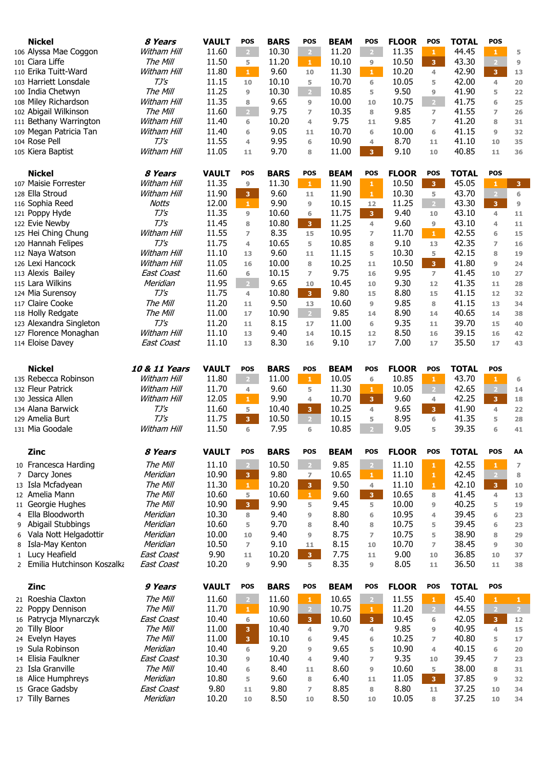| | Nickel | 8 Years | VAULT | POS | BARS | POS | BEAM | POS | FLOOR | POS | TOTAL | POS | |
|---|---|---|---|---|---|---|---|---|---|---|---|---|---|
| 106 | Alyssa Mae Coggon | Witham Hill | 11.60 | 2 | 10.30 | 2 | 11.20 | 2 | 11.35 | 1 | 44.45 | 1 | 5 |
| 101 | Ciara Liffe | The Mill | 11.50 | 5 | 11.20 | 1 | 10.10 | 9 | 10.50 | 3 | 43.30 | 2 | 9 |
| 110 | Erika Tuitt-Ward | Witham Hill | 11.80 | 1 | 9.60 | 10 | 11.30 | 1 | 10.20 | 4 | 42.90 | 3 | 13 |
| 103 | Harriett Lonsdale | TJ's | 11.15 | 10 | 10.10 | 5 | 10.70 | 6 | 10.05 | 5 | 42.00 | 4 | 20 |
| 100 | India Chetwyn | The Mill | 11.25 | 9 | 10.30 | 2 | 10.85 | 5 | 9.50 | 9 | 41.90 | 5 | 22 |
| 108 | Miley Richardson | Witham Hill | 11.35 | 8 | 9.65 | 9 | 10.00 | 10 | 10.75 | 2 | 41.75 | 6 | 25 |
| 102 | Abigail Wilkinson | The Mill | 11.60 | 2 | 9.75 | 7 | 10.35 | 8 | 9.85 | 7 | 41.55 | 7 | 26 |
| 111 | Bethany Warrington | Witham Hill | 11.40 | 6 | 10.20 | 4 | 9.75 | 11 | 9.85 | 7 | 41.20 | 8 | 31 |
| 109 | Megan Patricia Tan | Witham Hill | 11.40 | 6 | 9.05 | 11 | 10.70 | 6 | 10.00 | 6 | 41.15 | 9 | 32 |
| 104 | Rose Pell | TJ's | 11.55 | 4 | 9.95 | 6 | 10.90 | 4 | 8.70 | 11 | 41.10 | 10 | 35 |
| 105 | Kiera Baptist | Witham Hill | 11.05 | 11 | 9.70 | 8 | 11.00 | 3 | 9.10 | 10 | 40.85 | 11 | 36 |

| | Nickel | 8 Years | VAULT | POS | BARS | POS | BEAM | POS | FLOOR | POS | TOTAL | POS | |
|---|---|---|---|---|---|---|---|---|---|---|---|---|---|
| 107 | Maisie Forrester | Witham Hill | 11.35 | 9 | 11.30 | 1 | 11.90 | 1 | 10.50 | 3 | 45.05 | 1 | 3 |
| 128 | Ella Stroud | Witham Hill | 11.90 | 3 | 9.60 | 11 | 11.90 | 1 | 10.30 | 5 | 43.70 | 2 | 6 |
| 116 | Sophia Reed | Notts | 12.00 | 1 | 9.90 | 9 | 10.15 | 12 | 11.25 | 2 | 43.30 | 3 | 9 |
| 121 | Poppy Hyde | TJ's | 11.35 | 9 | 10.60 | 6 | 11.75 | 3 | 9.40 | 10 | 43.10 | 4 | 11 |
| 122 | Evie Newby | TJ's | 11.45 | 8 | 10.80 | 3 | 11.25 | 4 | 9.60 | 9 | 43.10 | 4 | 11 |
| 125 | Hei Ching Chung | Witham Hill | 11.55 | 7 | 8.35 | 15 | 10.95 | 7 | 11.70 | 1 | 42.55 | 6 | 15 |
| 120 | Hannah Felipes | TJ's | 11.75 | 4 | 10.65 | 5 | 10.85 | 8 | 9.10 | 13 | 42.35 | 7 | 16 |
| 112 | Naya Watson | Witham Hill | 11.10 | 13 | 9.60 | 11 | 11.15 | 5 | 10.30 | 5 | 42.15 | 8 | 19 |
| 126 | Lexi Hancock | Witham Hill | 11.05 | 16 | 10.00 | 8 | 10.25 | 11 | 10.50 | 3 | 41.80 | 9 | 24 |
| 113 | Alexis Bailey | East Coast | 11.60 | 6 | 10.15 | 7 | 9.75 | 16 | 9.95 | 7 | 41.45 | 10 | 27 |
| 115 | Lara Wilkins | Meridian | 11.95 | 2 | 9.65 | 10 | 10.45 | 10 | 9.30 | 12 | 41.35 | 11 | 28 |
| 124 | Mia Surensoy | TJ's | 11.75 | 4 | 10.80 | 3 | 9.80 | 15 | 8.80 | 15 | 41.15 | 12 | 32 |
| 117 | Claire Cooke | The Mill | 11.20 | 11 | 9.50 | 13 | 10.60 | 9 | 9.85 | 8 | 41.15 | 13 | 34 |
| 118 | Holly Redgate | The Mill | 11.00 | 17 | 10.90 | 2 | 9.85 | 14 | 8.90 | 14 | 40.65 | 14 | 38 |
| 123 | Alexandra Singleton | TJ's | 11.20 | 11 | 8.15 | 17 | 11.00 | 6 | 9.35 | 11 | 39.70 | 15 | 40 |
| 127 | Florence Monaghan | Witham Hill | 11.10 | 13 | 9.40 | 14 | 10.15 | 12 | 8.50 | 16 | 39.15 | 16 | 42 |
| 114 | Eloise Davey | East Coast | 11.10 | 13 | 8.30 | 16 | 9.10 | 17 | 7.00 | 17 | 35.50 | 17 | 43 |

| | Nickel | 10 & 11 Years | VAULT | POS | BARS | POS | BEAM | POS | FLOOR | POS | TOTAL | POS | |
|---|---|---|---|---|---|---|---|---|---|---|---|---|---|
| 135 | Rebecca Robinson | Witham Hill | 11.80 | 2 | 11.00 | 1 | 10.05 | 6 | 10.85 | 1 | 43.70 | 1 | 6 |
| 132 | Fleur Patrick | Witham Hill | 11.70 | 4 | 9.60 | 5 | 11.30 | 1 | 10.05 | 2 | 42.65 | 2 | 14 |
| 130 | Jessica Allen | Witham Hill | 12.05 | 1 | 9.90 | 4 | 10.70 | 3 | 9.60 | 4 | 42.25 | 3 | 18 |
| 134 | Alana Barwick | TJ's | 11.60 | 5 | 10.40 | 3 | 10.25 | 4 | 9.65 | 3 | 41.90 | 4 | 22 |
| 129 | Amelia Burt | TJ's | 11.75 | 3 | 10.50 | 2 | 10.15 | 5 | 8.95 | 6 | 41.35 | 5 | 28 |
| 131 | Mia Goodale | Witham Hill | 11.50 | 6 | 7.95 | 6 | 10.85 | 2 | 9.05 | 5 | 39.35 | 6 | 41 |

| | Zinc | 8 Years | VAULT | POS | BARS | POS | BEAM | POS | FLOOR | POS | TOTAL | POS | AA |
|---|---|---|---|---|---|---|---|---|---|---|---|---|---|
| 10 | Francesca Harding | The Mill | 11.10 | 2 | 10.50 | 2 | 9.85 | 2 | 11.10 | 1 | 42.55 | 1 | 7 |
| 7 | Darcy Jones | Meridian | 10.90 | 3 | 9.80 | 7 | 10.65 | 1 | 11.10 | 1 | 42.45 | 2 | 8 |
| 13 | Isla Mcfadyean | The Mill | 11.30 | 1 | 10.20 | 3 | 9.50 | 4 | 11.10 | 1 | 42.10 | 3 | 10 |
| 12 | Amelia Mann | The Mill | 10.60 | 5 | 10.60 | 1 | 9.60 | 3 | 10.65 | 8 | 41.45 | 4 | 13 |
| 11 | Georgie Hughes | The Mill | 10.90 | 3 | 9.90 | 5 | 9.45 | 5 | 10.00 | 9 | 40.25 | 5 | 19 |
| 4 | Ella Bloodworth | Meridian | 10.30 | 8 | 9.40 | 9 | 8.80 | 6 | 10.95 | 4 | 39.45 | 6 | 23 |
| 9 | Abigail Stubbings | Meridian | 10.60 | 5 | 9.70 | 8 | 8.40 | 8 | 10.75 | 5 | 39.45 | 6 | 23 |
| 6 | Vala Nott Helgadottir | Meridian | 10.00 | 10 | 9.40 | 9 | 8.75 | 7 | 10.75 | 5 | 38.90 | 8 | 29 |
| 8 | Isla-May Kenton | Meridian | 10.50 | 7 | 9.10 | 11 | 8.15 | 10 | 10.70 | 7 | 38.45 | 9 | 30 |
| 1 | Lucy Heafield | East Coast | 9.90 | 11 | 10.20 | 3 | 7.75 | 11 | 9.00 | 10 | 36.85 | 10 | 37 |
| 2 | Emilia Hutchinson Koszalka | East Coast | 10.20 | 9 | 9.90 | 5 | 8.35 | 9 | 8.05 | 11 | 36.50 | 11 | 38 |

| | Zinc | 9 Years | VAULT | POS | BARS | POS | BEAM | POS | FLOOR | POS | TOTAL | POS | |
|---|---|---|---|---|---|---|---|---|---|---|---|---|---|
| 21 | Roeshia Claxton | The Mill | 11.60 | 2 | 11.60 | 1 | 10.65 | 2 | 11.55 | 1 | 45.40 | 1 | 1 |
| 22 | Poppy Dennison | The Mill | 11.70 | 1 | 10.90 | 2 | 10.75 | 1 | 11.20 | 2 | 44.55 | 2 | 2 |
| 16 | Patrycja Mlynarczyk | East Coast | 10.40 | 6 | 10.60 | 3 | 10.60 | 3 | 10.45 | 6 | 42.05 | 3 | 12 |
| 20 | Tilly Bloor | The Mill | 11.00 | 3 | 10.40 | 4 | 9.70 | 4 | 9.85 | 9 | 40.95 | 4 | 15 |
| 24 | Evelyn Hayes | The Mill | 11.00 | 3 | 10.10 | 6 | 9.45 | 6 | 10.25 | 7 | 40.80 | 5 | 17 |
| 19 | Sula Robinson | Meridian | 10.40 | 6 | 9.20 | 9 | 9.65 | 5 | 10.90 | 4 | 40.15 | 6 | 20 |
| 14 | Elisia Faulkner | East Coast | 10.30 | 9 | 10.40 | 4 | 9.40 | 7 | 9.35 | 10 | 39.45 | 7 | 23 |
| 23 | Isla Granville | The Mill | 10.40 | 6 | 8.40 | 11 | 8.60 | 9 | 10.60 | 5 | 38.00 | 8 | 31 |
| 18 | Alice Humphreys | Meridian | 10.80 | 5 | 9.60 | 8 | 6.40 | 11 | 11.05 | 3 | 37.85 | 9 | 32 |
| 15 | Grace Gadsby | East Coast | 9.80 | 11 | 9.80 | 7 | 8.85 | 8 | 8.80 | 11 | 37.25 | 10 | 34 |
| 17 | Tilly Barnes | Meridian | 10.20 | 10 | 8.50 | 10 | 8.50 | 10 | 10.05 | 8 | 37.25 | 10 | 34 |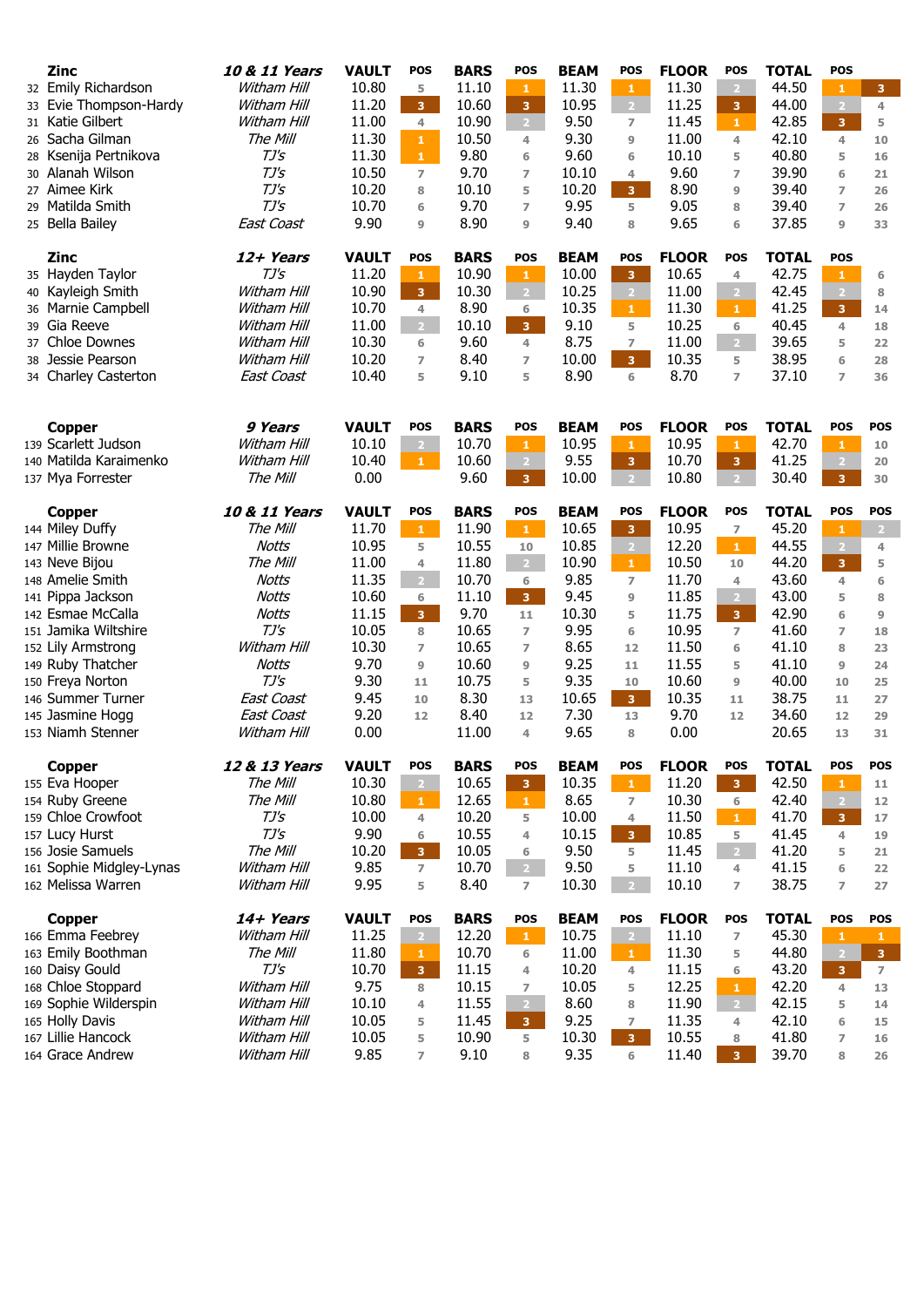| | Zinc | 10 & 11 Years | VAULT | POS | BARS | POS | BEAM | POS | FLOOR | POS | TOTAL | POS | |
|---|---|---|---|---|---|---|---|---|---|---|---|---|---|
| 32 | Emily Richardson | Witham Hill | 10.80 | 5 | 11.10 | 1 | 11.30 | 1 | 11.30 | 2 | 44.50 | 1 | 3 |
| 33 | Evie Thompson-Hardy | Witham Hill | 11.20 | 3 | 10.60 | 3 | 10.95 | 2 | 11.25 | 3 | 44.00 | 2 | 4 |
| 31 | Katie Gilbert | Witham Hill | 11.00 | 4 | 10.90 | 2 | 9.50 | 7 | 11.45 | 1 | 42.85 | 3 | 5 |
| 26 | Sacha Gilman | The Mill | 11.30 | 1 | 10.50 | 4 | 9.30 | 9 | 11.00 | 4 | 42.10 | 4 | 10 |
| 28 | Ksenija Pertnikova | TJ's | 11.30 | 1 | 9.80 | 6 | 9.60 | 6 | 10.10 | 5 | 40.80 | 5 | 16 |
| 30 | Alanah Wilson | TJ's | 10.50 | 7 | 9.70 | 7 | 10.10 | 4 | 9.60 | 7 | 39.90 | 6 | 21 |
| 27 | Aimee Kirk | TJ's | 10.20 | 8 | 10.10 | 5 | 10.20 | 3 | 8.90 | 9 | 39.40 | 7 | 26 |
| 29 | Matilda Smith | TJ's | 10.70 | 6 | 9.70 | 7 | 9.95 | 5 | 9.05 | 8 | 39.40 | 7 | 26 |
| 25 | Bella Bailey | East Coast | 9.90 | 9 | 8.90 | 9 | 9.40 | 8 | 9.65 | 6 | 37.85 | 9 | 33 |

| | Zinc | 12+ Years | VAULT | POS | BARS | POS | BEAM | POS | FLOOR | POS | TOTAL | POS | |
|---|---|---|---|---|---|---|---|---|---|---|---|---|---|
| 35 | Hayden Taylor | TJ's | 11.20 | 1 | 10.90 | 1 | 10.00 | 3 | 10.65 | 4 | 42.75 | 1 | 6 |
| 40 | Kayleigh Smith | Witham Hill | 10.90 | 3 | 10.30 | 2 | 10.25 | 2 | 11.00 | 2 | 42.45 | 2 | 8 |
| 36 | Marnie Campbell | Witham Hill | 10.70 | 4 | 8.90 | 6 | 10.35 | 1 | 11.30 | 1 | 41.25 | 3 | 14 |
| 39 | Gia Reeve | Witham Hill | 11.00 | 2 | 10.10 | 3 | 9.10 | 5 | 10.25 | 6 | 40.45 | 4 | 18 |
| 37 | Chloe Downes | Witham Hill | 10.30 | 6 | 9.60 | 4 | 8.75 | 7 | 11.00 | 2 | 39.65 | 5 | 22 |
| 38 | Jessie Pearson | Witham Hill | 10.20 | 7 | 8.40 | 7 | 10.00 | 3 | 10.35 | 5 | 38.95 | 6 | 28 |
| 34 | Charley Casterton | East Coast | 10.40 | 5 | 9.10 | 5 | 8.90 | 6 | 8.70 | 7 | 37.10 | 7 | 36 |

| | Copper | 9 Years | VAULT | POS | BARS | POS | BEAM | POS | FLOOR | POS | TOTAL | POS | POS |
|---|---|---|---|---|---|---|---|---|---|---|---|---|---|
| 139 | Scarlett Judson | Witham Hill | 10.10 | 2 | 10.70 | 1 | 10.95 | 1 | 10.95 | 1 | 42.70 | 1 | 10 |
| 140 | Matilda Karaimenko | Witham Hill | 10.40 | 1 | 10.60 | 2 | 9.55 | 3 | 10.70 | 3 | 41.25 | 2 | 20 |
| 137 | Mya Forrester | The Mill | 0.00 | | 9.60 | 3 | 10.00 | 2 | 10.80 | 2 | 30.40 | 3 | 30 |

| | Copper | 10 & 11 Years | VAULT | POS | BARS | POS | BEAM | POS | FLOOR | POS | TOTAL | POS | POS |
|---|---|---|---|---|---|---|---|---|---|---|---|---|---|
| 144 | Miley Duffy | The Mill | 11.70 | 1 | 11.90 | 1 | 10.65 | 3 | 10.95 | 7 | 45.20 | 1 | 2 |
| 147 | Millie Browne | Notts | 10.95 | 5 | 10.55 | 10 | 10.85 | 2 | 12.20 | 1 | 44.55 | 2 | 4 |
| 143 | Neve Bijou | The Mill | 11.00 | 4 | 11.80 | 2 | 10.90 | 1 | 10.50 | 10 | 44.20 | 3 | 5 |
| 148 | Amelie Smith | Notts | 11.35 | 2 | 10.70 | 6 | 9.85 | 7 | 11.70 | 4 | 43.60 | 4 | 6 |
| 141 | Pippa Jackson | Notts | 10.60 | 6 | 11.10 | 3 | 9.45 | 9 | 11.85 | 2 | 43.00 | 5 | 8 |
| 142 | Esmae McCalla | Notts | 11.15 | 3 | 9.70 | 11 | 10.30 | 5 | 11.75 | 3 | 42.90 | 6 | 9 |
| 151 | Jamika Wiltshire | TJ's | 10.05 | 8 | 10.65 | 7 | 9.95 | 6 | 10.95 | 7 | 41.60 | 7 | 18 |
| 152 | Lily Armstrong | Witham Hill | 10.30 | 7 | 10.65 | 7 | 8.65 | 12 | 11.50 | 6 | 41.10 | 8 | 23 |
| 149 | Ruby Thatcher | Notts | 9.70 | 9 | 10.60 | 9 | 9.25 | 11 | 11.55 | 5 | 41.10 | 9 | 24 |
| 150 | Freya Norton | TJ's | 9.30 | 11 | 10.75 | 5 | 9.35 | 10 | 10.60 | 9 | 40.00 | 10 | 25 |
| 146 | Summer Turner | East Coast | 9.45 | 10 | 8.30 | 13 | 10.65 | 3 | 10.35 | 11 | 38.75 | 11 | 27 |
| 145 | Jasmine Hogg | East Coast | 9.20 | 12 | 8.40 | 12 | 7.30 | 13 | 9.70 | 12 | 34.60 | 12 | 29 |
| 153 | Niamh Stenner | Witham Hill | 0.00 | | 11.00 | 4 | 9.65 | 8 | 0.00 | | 20.65 | 13 | 31 |

| | Copper | 12 & 13 Years | VAULT | POS | BARS | POS | BEAM | POS | FLOOR | POS | TOTAL | POS | POS |
|---|---|---|---|---|---|---|---|---|---|---|---|---|---|
| 155 | Eva Hooper | The Mill | 10.30 | 2 | 10.65 | 3 | 10.35 | 1 | 11.20 | 3 | 42.50 | 1 | 11 |
| 154 | Ruby Greene | The Mill | 10.80 | 1 | 12.65 | 1 | 8.65 | 7 | 10.30 | 6 | 42.40 | 2 | 12 |
| 159 | Chloe Crowfoot | TJ's | 10.00 | 4 | 10.20 | 5 | 10.00 | 4 | 11.50 | 1 | 41.70 | 3 | 17 |
| 157 | Lucy Hurst | TJ's | 9.90 | 6 | 10.55 | 4 | 10.15 | 3 | 10.85 | 5 | 41.45 | 4 | 19 |
| 156 | Josie Samuels | The Mill | 10.20 | 3 | 10.05 | 6 | 9.50 | 5 | 11.45 | 2 | 41.20 | 5 | 21 |
| 161 | Sophie Midgley-Lynas | Witham Hill | 9.85 | 7 | 10.70 | 2 | 9.50 | 5 | 11.10 | 4 | 41.15 | 6 | 22 |
| 162 | Melissa Warren | Witham Hill | 9.95 | 5 | 8.40 | 7 | 10.30 | 2 | 10.10 | 7 | 38.75 | 7 | 27 |

| | Copper | 14+ Years | VAULT | POS | BARS | POS | BEAM | POS | FLOOR | POS | TOTAL | POS | POS |
|---|---|---|---|---|---|---|---|---|---|---|---|---|---|
| 166 | Emma Feebrey | Witham Hill | 11.25 | 2 | 12.20 | 1 | 10.75 | 2 | 11.10 | 7 | 45.30 | 1 | 1 |
| 163 | Emily Boothman | The Mill | 11.80 | 1 | 10.70 | 6 | 11.00 | 1 | 11.30 | 5 | 44.80 | 2 | 3 |
| 160 | Daisy Gould | TJ's | 10.70 | 3 | 11.15 | 4 | 10.20 | 4 | 11.15 | 6 | 43.20 | 3 | 7 |
| 168 | Chloe Stoppard | Witham Hill | 9.75 | 8 | 10.15 | 7 | 10.05 | 5 | 12.25 | 1 | 42.20 | 4 | 13 |
| 169 | Sophie Wilderspin | Witham Hill | 10.10 | 4 | 11.55 | 2 | 8.60 | 8 | 11.90 | 2 | 42.15 | 5 | 14 |
| 165 | Holly Davis | Witham Hill | 10.05 | 5 | 11.45 | 3 | 9.25 | 7 | 11.35 | 4 | 42.10 | 6 | 15 |
| 167 | Lillie Hancock | Witham Hill | 10.05 | 5 | 10.90 | 5 | 10.30 | 3 | 10.55 | 8 | 41.80 | 7 | 16 |
| 164 | Grace Andrew | Witham Hill | 9.85 | 7 | 9.10 | 8 | 9.35 | 6 | 11.40 | 3 | 39.70 | 8 | 26 |